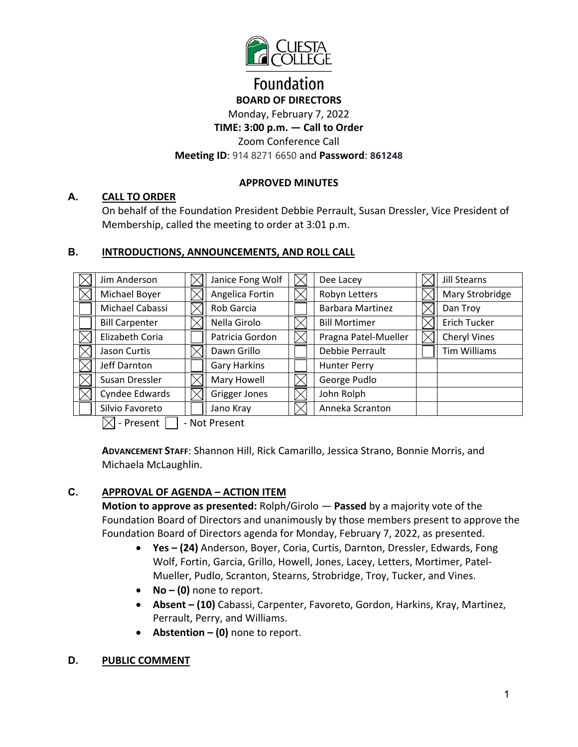Foundation

**BOARD OF DIRECTORS**

Monday, February 7, 2022

**TIME: 3:00 p.m. — Call to Order**

Zoom Conference Call

**Meeting ID**: 914 8271 6650 and **Password**: **861248**

**APPROVED MINUTES**

## A. CALL TO ORDER

On behalf of the Foundation President Debbie Perrault, Susan Dressler, Vice President of Membership, called the meeting to order at 3:01 p.m.

## B. INTRODUCTIONS, ANNOUNCEMENTS, AND ROLL CALL

| | | | | | | | |
|---|---|---|---|---|---|---|---|
| ☒ | Jim Anderson | ☒ | Janice Fong Wolf | ☒ | Dee Lacey | ☒ | Jill Stearns |
| ☒ | Michael Boyer | ☒ | Angelica Fortin | ☒ | Robyn Letters | ☒ | Mary Strobridge |
| ☐ | Michael Cabassi | ☒ | Rob Garcia | ☐ | Barbara Martinez | ☒ | Dan Troy |
| ☐ | Bill Carpenter | ☒ | Nella Girolo | ☒ | Bill Mortimer | ☒ | Erich Tucker |
| ☒ | Elizabeth Coria | ☐ | Patricia Gordon | ☒ | Pragna Patel-Mueller | ☒ | Cheryl Vines |
| ☒ | Jason Curtis | ☒ | Dawn Grillo | ☐ | Debbie Perrault | ☐ | Tim Williams |
| ☒ | Jeff Darnton | ☐ | Gary Harkins | ☐ | Hunter Perry | | |
| ☒ | Susan Dressler | ☒ | Mary Howell | ☒ | George Pudlo | | |
| ☒ | Cyndee Edwards | ☒ | Grigger Jones | ☒ | John Rolph | | |
| ☐ | Silvio Favoreto | ☐ | Jano Kray | ☒ | Anneka Scranton | | |

☒ - Present ☐ - Not Present

**ADVANCEMENT STAFF**: Shannon Hill, Rick Camarillo, Jessica Strano, Bonnie Morris, and Michaela McLaughlin.

## C. APPROVAL OF AGENDA – ACTION ITEM

**Motion to approve as presented:** Rolph/Girolo — **Passed** by a majority vote of the Foundation Board of Directors and unanimously by those members present to approve the Foundation Board of Directors agenda for Monday, February 7, 2022, as presented.

- **Yes – (24)** Anderson, Boyer, Coria, Curtis, Darnton, Dressler, Edwards, Fong Wolf, Fortin, Garcia, Grillo, Howell, Jones, Lacey, Letters, Mortimer, Patel-Mueller, Pudlo, Scranton, Stearns, Strobridge, Troy, Tucker, and Vines.
- **No – (0)** none to report.
- **Absent – (10)** Cabassi, Carpenter, Favoreto, Gordon, Harkins, Kray, Martinez, Perrault, Perry, and Williams.
- **Abstention – (0)** none to report.

## D. PUBLIC COMMENT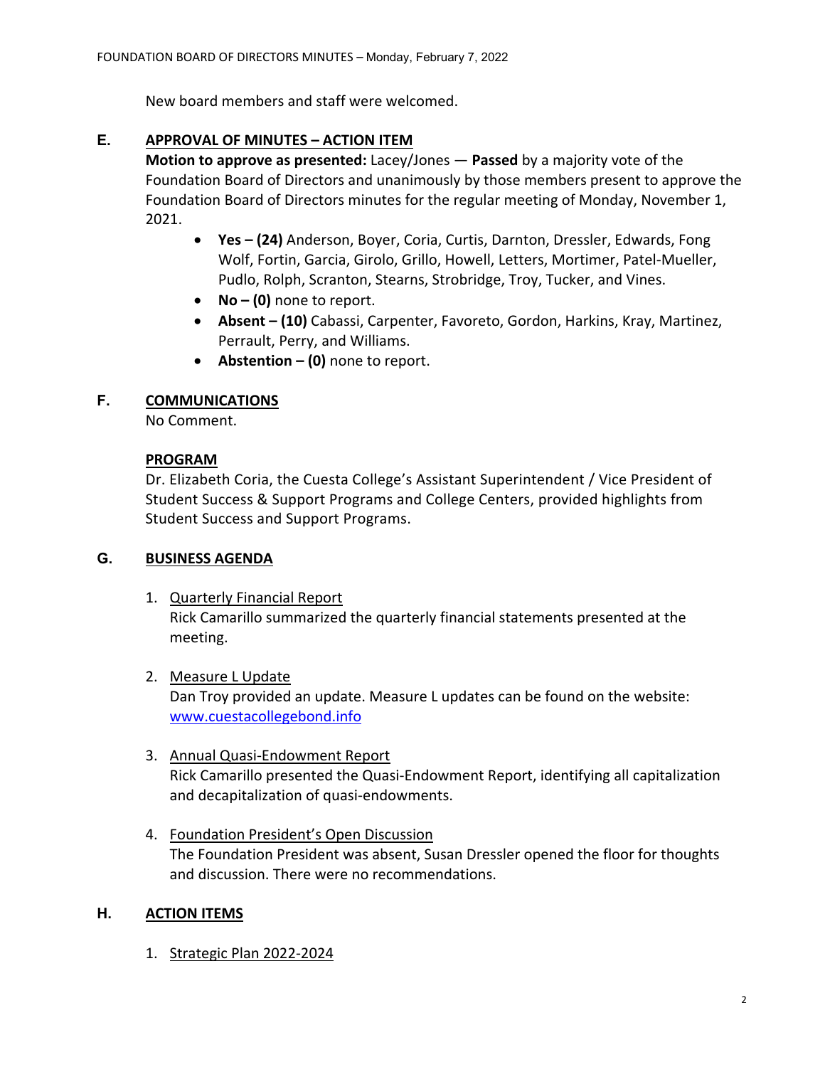New board members and staff were welcomed.

## E. APPROVAL OF MINUTES – ACTION ITEM

**Motion to approve as presented:** Lacey/Jones — **Passed** by a majority vote of the Foundation Board of Directors and unanimously by those members present to approve the Foundation Board of Directors minutes for the regular meeting of Monday, November 1, 2021.

- **Yes – (24)** Anderson, Boyer, Coria, Curtis, Darnton, Dressler, Edwards, Fong Wolf, Fortin, Garcia, Girolo, Grillo, Howell, Letters, Mortimer, Patel-Mueller, Pudlo, Rolph, Scranton, Stearns, Strobridge, Troy, Tucker, and Vines.
- **No – (0)** none to report.
- **Absent – (10)** Cabassi, Carpenter, Favoreto, Gordon, Harkins, Kray, Martinez, Perrault, Perry, and Williams.
- **Abstention – (0)** none to report.

## F. COMMUNICATIONS

No Comment.

### PROGRAM

Dr. Elizabeth Coria, the Cuesta College's Assistant Superintendent / Vice President of Student Success & Support Programs and College Centers, provided highlights from Student Success and Support Programs.

## G. BUSINESS AGENDA

1. Quarterly Financial Report
   Rick Camarillo summarized the quarterly financial statements presented at the meeting.

2. Measure L Update
   Dan Troy provided an update. Measure L updates can be found on the website: www.cuestacollegebond.info

3. Annual Quasi-Endowment Report
   Rick Camarillo presented the Quasi-Endowment Report, identifying all capitalization and decapitalization of quasi-endowments.

4. Foundation President's Open Discussion
   The Foundation President was absent, Susan Dressler opened the floor for thoughts and discussion. There were no recommendations.

## H. ACTION ITEMS

1. Strategic Plan 2022-2024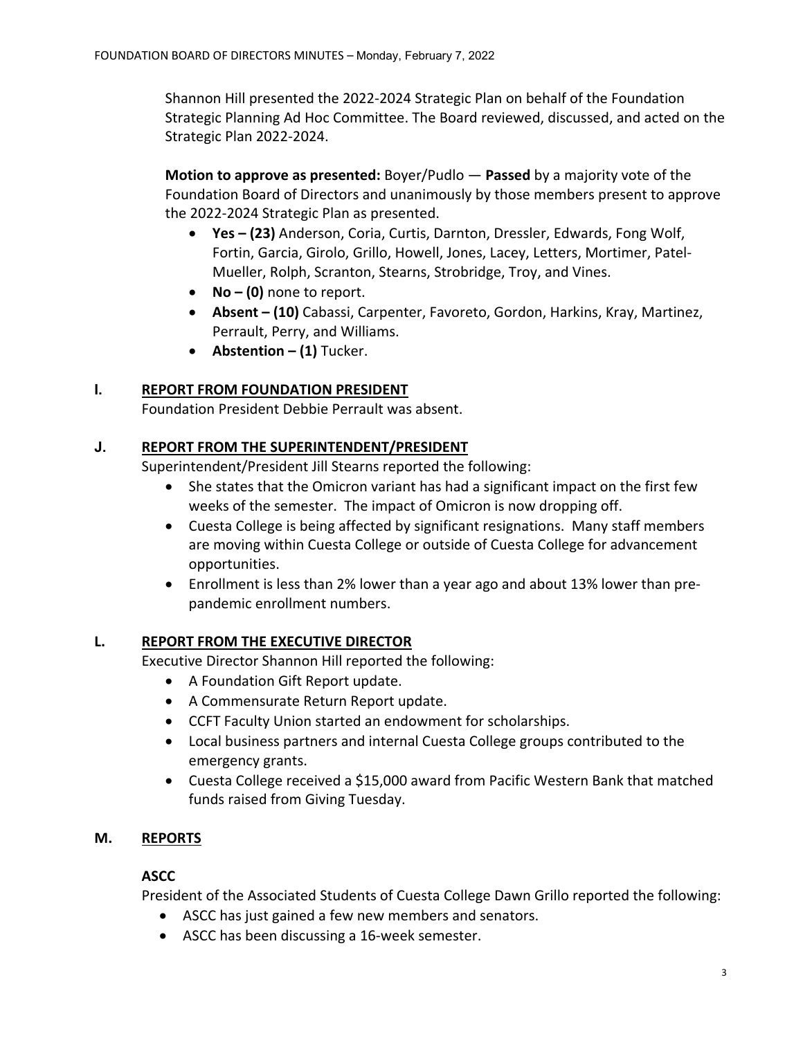Shannon Hill presented the 2022-2024 Strategic Plan on behalf of the Foundation Strategic Planning Ad Hoc Committee. The Board reviewed, discussed, and acted on the Strategic Plan 2022-2024.

**Motion to approve as presented:** Boyer/Pudlo — **Passed** by a majority vote of the Foundation Board of Directors and unanimously by those members present to approve the 2022-2024 Strategic Plan as presented.

- **Yes – (23)** Anderson, Coria, Curtis, Darnton, Dressler, Edwards, Fong Wolf, Fortin, Garcia, Girolo, Grillo, Howell, Jones, Lacey, Letters, Mortimer, Patel-Mueller, Rolph, Scranton, Stearns, Strobridge, Troy, and Vines.
- **No – (0)** none to report.
- **Absent – (10)** Cabassi, Carpenter, Favoreto, Gordon, Harkins, Kray, Martinez, Perrault, Perry, and Williams.
- **Abstention – (1)** Tucker.

## I. REPORT FROM FOUNDATION PRESIDENT

Foundation President Debbie Perrault was absent.

## J. REPORT FROM THE SUPERINTENDENT/PRESIDENT

Superintendent/President Jill Stearns reported the following:

- She states that the Omicron variant has had a significant impact on the first few weeks of the semester. The impact of Omicron is now dropping off.
- Cuesta College is being affected by significant resignations. Many staff members are moving within Cuesta College or outside of Cuesta College for advancement opportunities.
- Enrollment is less than 2% lower than a year ago and about 13% lower than pre-pandemic enrollment numbers.

## L. REPORT FROM THE EXECUTIVE DIRECTOR

Executive Director Shannon Hill reported the following:

- A Foundation Gift Report update.
- A Commensurate Return Report update.
- CCFT Faculty Union started an endowment for scholarships.
- Local business partners and internal Cuesta College groups contributed to the emergency grants.
- Cuesta College received a $15,000 award from Pacific Western Bank that matched funds raised from Giving Tuesday.

## M. REPORTS

### ASCC

President of the Associated Students of Cuesta College Dawn Grillo reported the following:

- ASCC has just gained a few new members and senators.
- ASCC has been discussing a 16-week semester.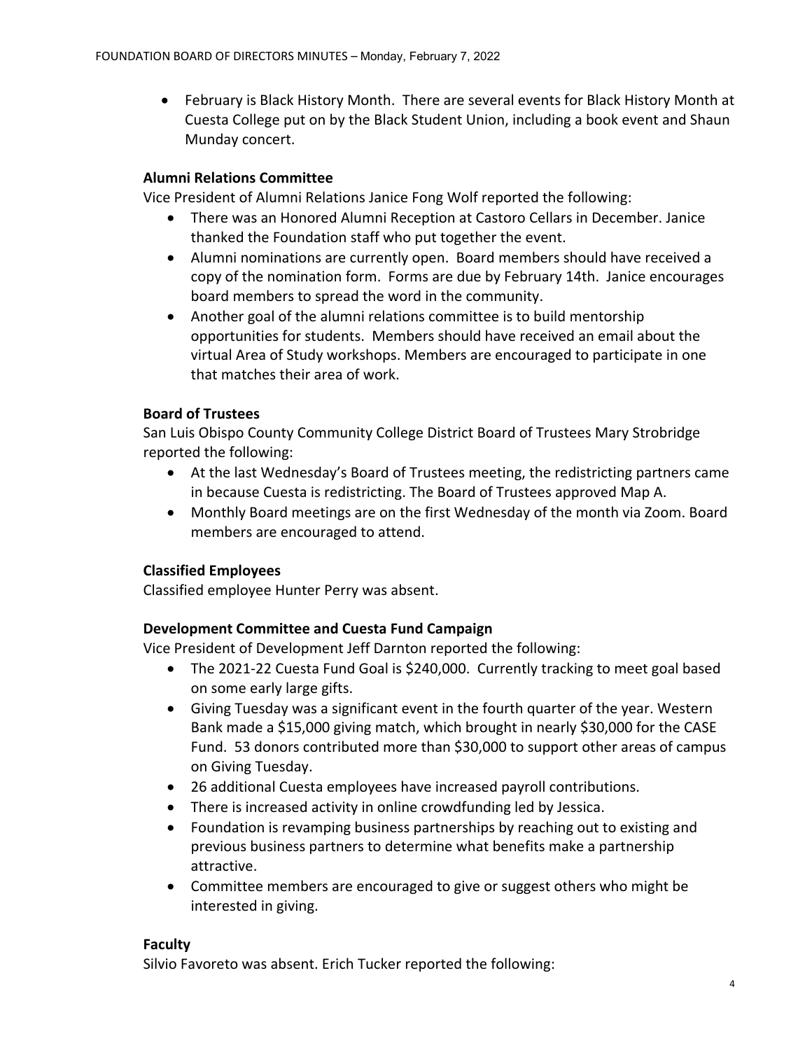- February is Black History Month. There are several events for Black History Month at Cuesta College put on by the Black Student Union, including a book event and Shaun Munday concert.

**Alumni Relations Committee**

Vice President of Alumni Relations Janice Fong Wolf reported the following:

- There was an Honored Alumni Reception at Castoro Cellars in December. Janice thanked the Foundation staff who put together the event.
- Alumni nominations are currently open. Board members should have received a copy of the nomination form. Forms are due by February 14th. Janice encourages board members to spread the word in the community.
- Another goal of the alumni relations committee is to build mentorship opportunities for students. Members should have received an email about the virtual Area of Study workshops. Members are encouraged to participate in one that matches their area of work.

**Board of Trustees**

San Luis Obispo County Community College District Board of Trustees Mary Strobridge reported the following:

- At the last Wednesday's Board of Trustees meeting, the redistricting partners came in because Cuesta is redistricting. The Board of Trustees approved Map A.
- Monthly Board meetings are on the first Wednesday of the month via Zoom. Board members are encouraged to attend.

**Classified Employees**

Classified employee Hunter Perry was absent.

**Development Committee and Cuesta Fund Campaign**

Vice President of Development Jeff Darnton reported the following:

- The 2021-22 Cuesta Fund Goal is $240,000. Currently tracking to meet goal based on some early large gifts.
- Giving Tuesday was a significant event in the fourth quarter of the year. Western Bank made a $15,000 giving match, which brought in nearly $30,000 for the CASE Fund. 53 donors contributed more than $30,000 to support other areas of campus on Giving Tuesday.
- 26 additional Cuesta employees have increased payroll contributions.
- There is increased activity in online crowdfunding led by Jessica.
- Foundation is revamping business partnerships by reaching out to existing and previous business partners to determine what benefits make a partnership attractive.
- Committee members are encouraged to give or suggest others who might be interested in giving.

**Faculty**

Silvio Favoreto was absent. Erich Tucker reported the following: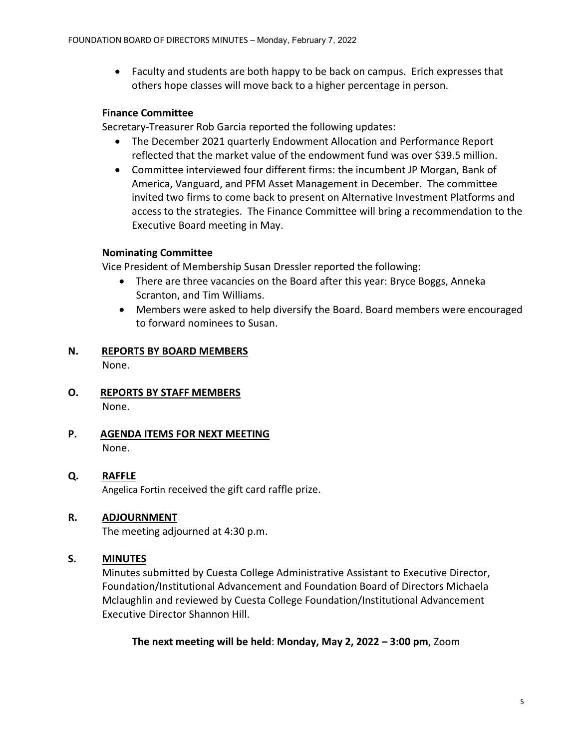- Faculty and students are both happy to be back on campus. Erich expresses that others hope classes will move back to a higher percentage in person.

**Finance Committee**

Secretary-Treasurer Rob Garcia reported the following updates:

- The December 2021 quarterly Endowment Allocation and Performance Report reflected that the market value of the endowment fund was over $39.5 million.
- Committee interviewed four different firms: the incumbent JP Morgan, Bank of America, Vanguard, and PFM Asset Management in December. The committee invited two firms to come back to present on Alternative Investment Platforms and access to the strategies. The Finance Committee will bring a recommendation to the Executive Board meeting in May.

**Nominating Committee**

Vice President of Membership Susan Dressler reported the following:

- There are three vacancies on the Board after this year: Bryce Boggs, Anneka Scranton, and Tim Williams.
- Members were asked to help diversify the Board. Board members were encouraged to forward nominees to Susan.

## N. REPORTS BY BOARD MEMBERS

None.

## O. REPORTS BY STAFF MEMBERS

None.

## P. AGENDA ITEMS FOR NEXT MEETING

None.

## Q. RAFFLE

Angelica Fortin received the gift card raffle prize.

## R. ADJOURNMENT

The meeting adjourned at 4:30 p.m.

## S. MINUTES

Minutes submitted by Cuesta College Administrative Assistant to Executive Director, Foundation/Institutional Advancement and Foundation Board of Directors Michaela Mclaughlin and reviewed by Cuesta College Foundation/Institutional Advancement Executive Director Shannon Hill.

**The next meeting will be held**: **Monday, May 2, 2022 – 3:00 pm**, Zoom